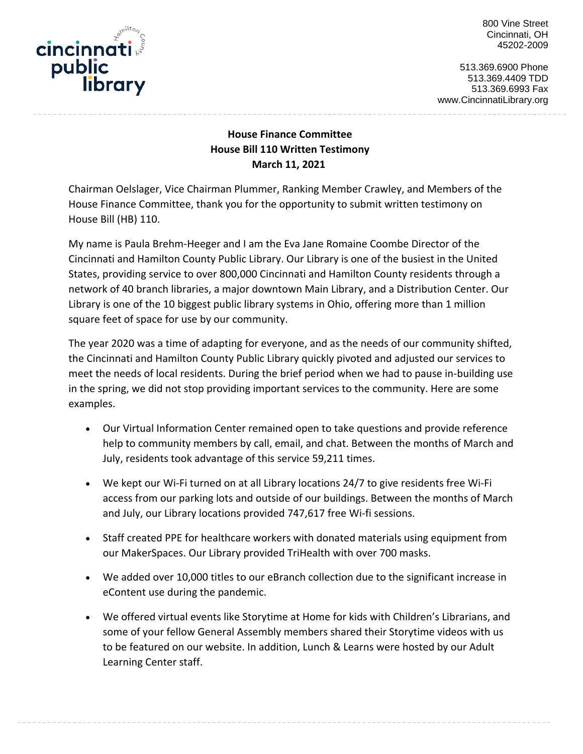cincinnati public library Hamilton County

800 Vine Street
Cincinnati, OH
45202-2009

513.369.6900 Phone
513.369.4409 TDD
513.369.6993 Fax
www.CincinnatiLibrary.org

**House Finance Committee**
**House Bill 110 Written Testimony**
**March 11, 2021**

Chairman Oelslager, Vice Chairman Plummer, Ranking Member Crawley, and Members of the House Finance Committee, thank you for the opportunity to submit written testimony on House Bill (HB) 110.

My name is Paula Brehm-Heeger and I am the Eva Jane Romaine Coombe Director of the Cincinnati and Hamilton County Public Library. Our Library is one of the busiest in the United States, providing service to over 800,000 Cincinnati and Hamilton County residents through a network of 40 branch libraries, a major downtown Main Library, and a Distribution Center. Our Library is one of the 10 biggest public library systems in Ohio, offering more than 1 million square feet of space for use by our community.

The year 2020 was a time of adapting for everyone, and as the needs of our community shifted, the Cincinnati and Hamilton County Public Library quickly pivoted and adjusted our services to meet the needs of local residents. During the brief period when we had to pause in-building use in the spring, we did not stop providing important services to the community. Here are some examples.

- Our Virtual Information Center remained open to take questions and provide reference help to community members by call, email, and chat. Between the months of March and July, residents took advantage of this service 59,211 times.
- We kept our Wi-Fi turned on at all Library locations 24/7 to give residents free Wi-Fi access from our parking lots and outside of our buildings. Between the months of March and July, our Library locations provided 747,617 free Wi-fi sessions.
- Staff created PPE for healthcare workers with donated materials using equipment from our MakerSpaces. Our Library provided TriHealth with over 700 masks.
- We added over 10,000 titles to our eBranch collection due to the significant increase in eContent use during the pandemic.
- We offered virtual events like Storytime at Home for kids with Children's Librarians, and some of your fellow General Assembly members shared their Storytime videos with us to be featured on our website. In addition, Lunch & Learns were hosted by our Adult Learning Center staff.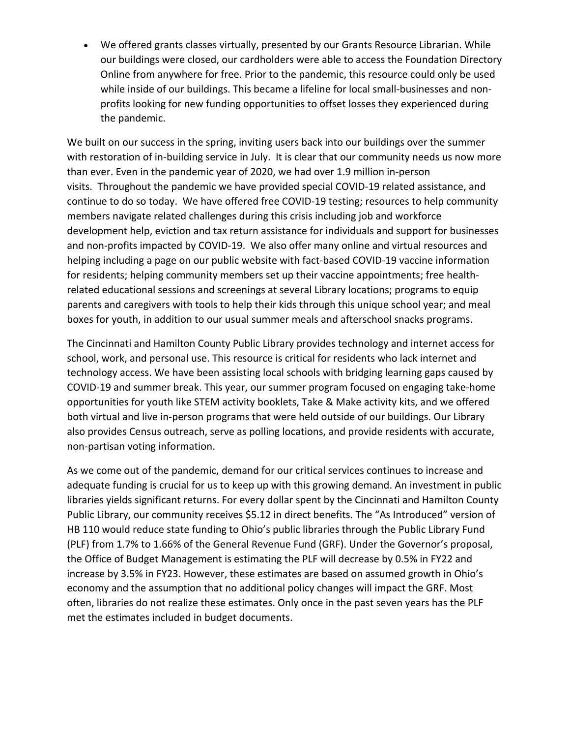- We offered grants classes virtually, presented by our Grants Resource Librarian. While our buildings were closed, our cardholders were able to access the Foundation Directory Online from anywhere for free. Prior to the pandemic, this resource could only be used while inside of our buildings. This became a lifeline for local small-businesses and non-profits looking for new funding opportunities to offset losses they experienced during the pandemic.

We built on our success in the spring, inviting users back into our buildings over the summer with restoration of in-building service in July. It is clear that our community needs us now more than ever. Even in the pandemic year of 2020, we had over 1.9 million in-person visits. Throughout the pandemic we have provided special COVID-19 related assistance, and continue to do so today. We have offered free COVID-19 testing; resources to help community members navigate related challenges during this crisis including job and workforce development help, eviction and tax return assistance for individuals and support for businesses and non-profits impacted by COVID-19. We also offer many online and virtual resources and helping including a page on our public website with fact-based COVID-19 vaccine information for residents; helping community members set up their vaccine appointments; free health-related educational sessions and screenings at several Library locations; programs to equip parents and caregivers with tools to help their kids through this unique school year; and meal boxes for youth, in addition to our usual summer meals and afterschool snacks programs.

The Cincinnati and Hamilton County Public Library provides technology and internet access for school, work, and personal use. This resource is critical for residents who lack internet and technology access. We have been assisting local schools with bridging learning gaps caused by COVID-19 and summer break. This year, our summer program focused on engaging take-home opportunities for youth like STEM activity booklets, Take & Make activity kits, and we offered both virtual and live in-person programs that were held outside of our buildings. Our Library also provides Census outreach, serve as polling locations, and provide residents with accurate, non-partisan voting information.

As we come out of the pandemic, demand for our critical services continues to increase and adequate funding is crucial for us to keep up with this growing demand. An investment in public libraries yields significant returns. For every dollar spent by the Cincinnati and Hamilton County Public Library, our community receives $5.12 in direct benefits. The "As Introduced" version of HB 110 would reduce state funding to Ohio's public libraries through the Public Library Fund (PLF) from 1.7% to 1.66% of the General Revenue Fund (GRF). Under the Governor's proposal, the Office of Budget Management is estimating the PLF will decrease by 0.5% in FY22 and increase by 3.5% in FY23. However, these estimates are based on assumed growth in Ohio's economy and the assumption that no additional policy changes will impact the GRF. Most often, libraries do not realize these estimates. Only once in the past seven years has the PLF met the estimates included in budget documents.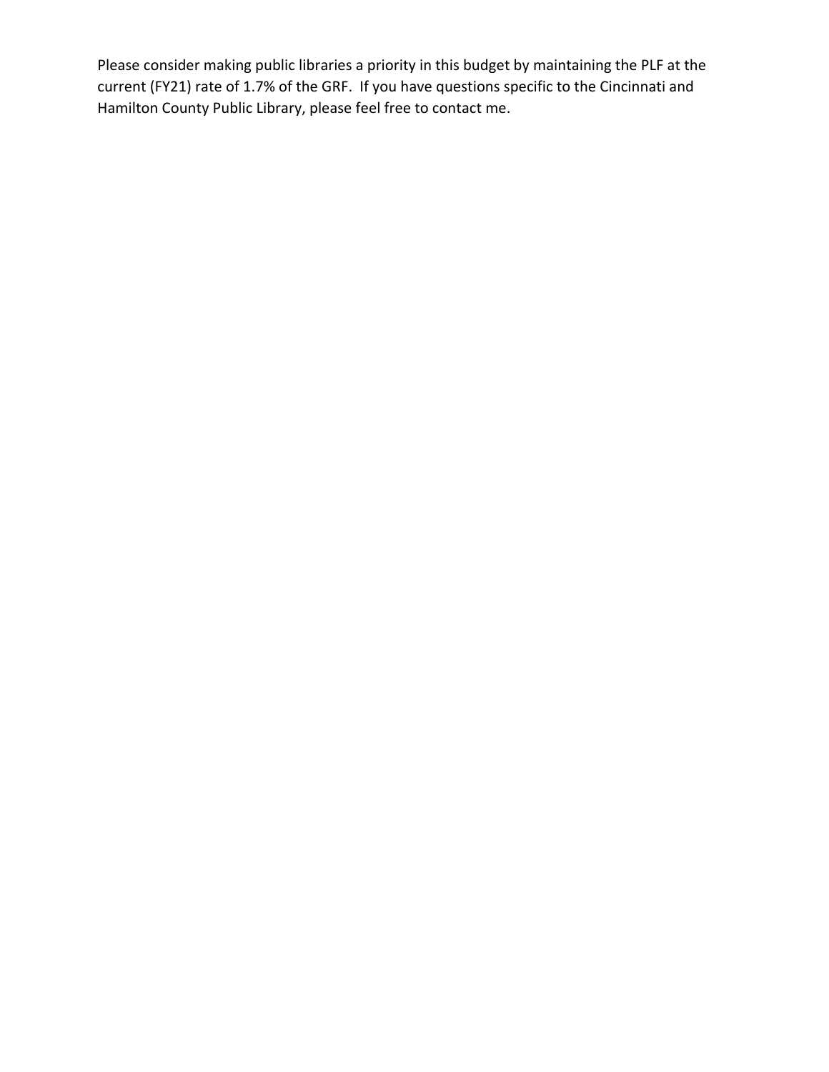Please consider making public libraries a priority in this budget by maintaining the PLF at the current (FY21) rate of 1.7% of the GRF. If you have questions specific to the Cincinnati and Hamilton County Public Library, please feel free to contact me.